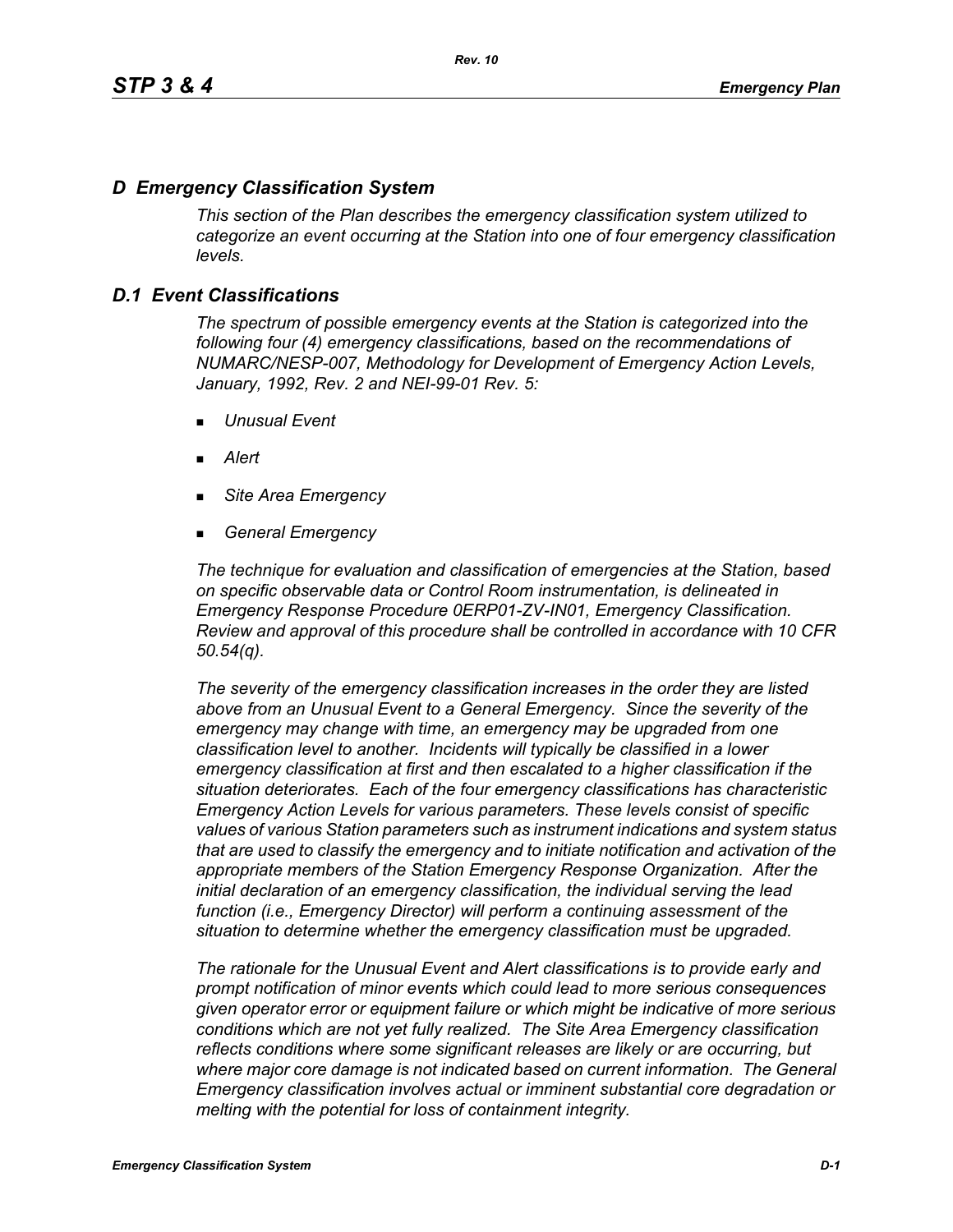# D Emergency Classification System

*This section of the Plan describes the emergency classification system utilized to categorize an event occurring at the Station into one of four emergency classification levels.*

## D.1 Event Classifications

*The spectrum of possible emergency events at the Station is categorized into the following four (4) emergency classifications, based on the recommendations of NUMARC/NESP-007, Methodology for Development of Emergency Action Levels, January, 1992, Rev. 2 and NEI-99-01 Rev. 5:*

- *Unusual Event*
- *Alert*
- *Site Area Emergency*
- *General Emergency*

*The technique for evaluation and classification of emergencies at the Station, based on specific observable data or Control Room instrumentation, is delineated in Emergency Response Procedure 0ERP01-ZV-IN01, Emergency Classification. Review and approval of this procedure shall be controlled in accordance with 10 CFR 50.54(q).*

*The severity of the emergency classification increases in the order they are listed above from an Unusual Event to a General Emergency. Since the severity of the emergency may change with time, an emergency may be upgraded from one classification level to another. Incidents will typically be classified in a lower emergency classification at first and then escalated to a higher classification if the situation deteriorates. Each of the four emergency classifications has characteristic Emergency Action Levels for various parameters. These levels consist of specific values of various Station parameters such as instrument indications and system status that are used to classify the emergency and to initiate notification and activation of the appropriate members of the Station Emergency Response Organization. After the initial declaration of an emergency classification, the individual serving the lead function (i.e., Emergency Director) will perform a continuing assessment of the situation to determine whether the emergency classification must be upgraded.*

*The rationale for the Unusual Event and Alert classifications is to provide early and prompt notification of minor events which could lead to more serious consequences given operator error or equipment failure or which might be indicative of more serious conditions which are not yet fully realized. The Site Area Emergency classification reflects conditions where some significant releases are likely or are occurring, but where major core damage is not indicated based on current information. The General Emergency classification involves actual or imminent substantial core degradation or melting with the potential for loss of containment integrity.*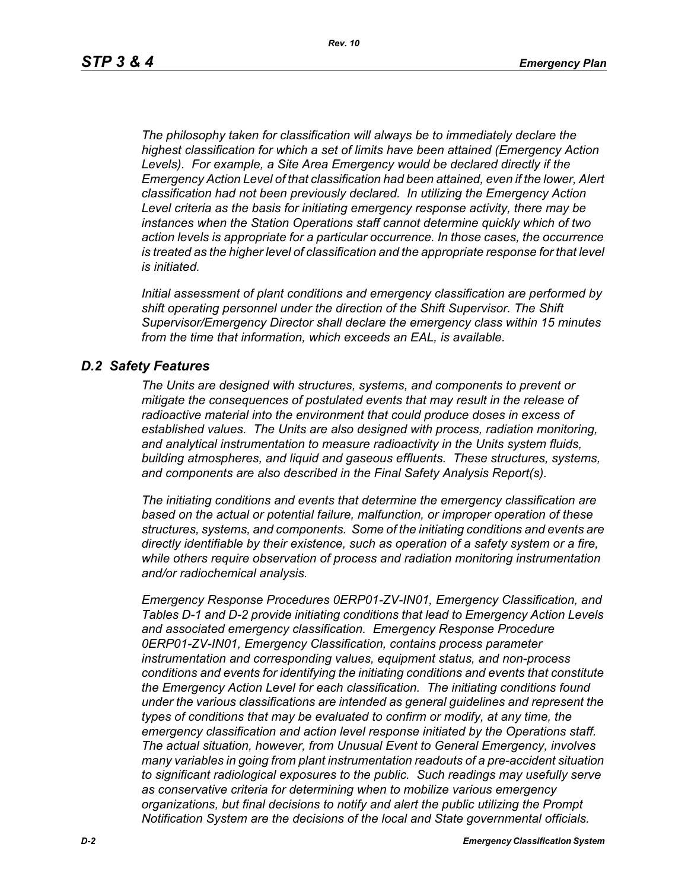*The philosophy taken for classification will always be to immediately declare the highest classification for which a set of limits have been attained (Emergency Action Levels). For example, a Site Area Emergency would be declared directly if the Emergency Action Level of that classification had been attained, even if the lower, Alert classification had not been previously declared. In utilizing the Emergency Action Level criteria as the basis for initiating emergency response activity, there may be instances when the Station Operations staff cannot determine quickly which of two action levels is appropriate for a particular occurrence. In those cases, the occurrence is treated as the higher level of classification and the appropriate response for that level is initiated.*

*Initial assessment of plant conditions and emergency classification are performed by shift operating personnel under the direction of the Shift Supervisor. The Shift Supervisor/Emergency Director shall declare the emergency class within 15 minutes from the time that information, which exceeds an EAL, is available.*

## *D.2 Safety Features*

*The Units are designed with structures, systems, and components to prevent or mitigate the consequences of postulated events that may result in the release of radioactive material into the environment that could produce doses in excess of established values. The Units are also designed with process, radiation monitoring, and analytical instrumentation to measure radioactivity in the Units system fluids, building atmospheres, and liquid and gaseous effluents. These structures, systems, and components are also described in the Final Safety Analysis Report(s).*

*The initiating conditions and events that determine the emergency classification are based on the actual or potential failure, malfunction, or improper operation of these structures, systems, and components. Some of the initiating conditions and events are directly identifiable by their existence, such as operation of a safety system or a fire, while others require observation of process and radiation monitoring instrumentation and/or radiochemical analysis.*

*Emergency Response Procedures 0ERP01-ZV-IN01, Emergency Classification, and Tables D-1 and D-2 provide initiating conditions that lead to Emergency Action Levels and associated emergency classification. Emergency Response Procedure 0ERP01-ZV-IN01, Emergency Classification, contains process parameter instrumentation and corresponding values, equipment status, and non-process conditions and events for identifying the initiating conditions and events that constitute the Emergency Action Level for each classification. The initiating conditions found under the various classifications are intended as general guidelines and represent the types of conditions that may be evaluated to confirm or modify, at any time, the emergency classification and action level response initiated by the Operations staff. The actual situation, however, from Unusual Event to General Emergency, involves many variables in going from plant instrumentation readouts of a pre-accident situation to significant radiological exposures to the public. Such readings may usefully serve as conservative criteria for determining when to mobilize various emergency organizations, but final decisions to notify and alert the public utilizing the Prompt Notification System are the decisions of the local and State governmental officials.*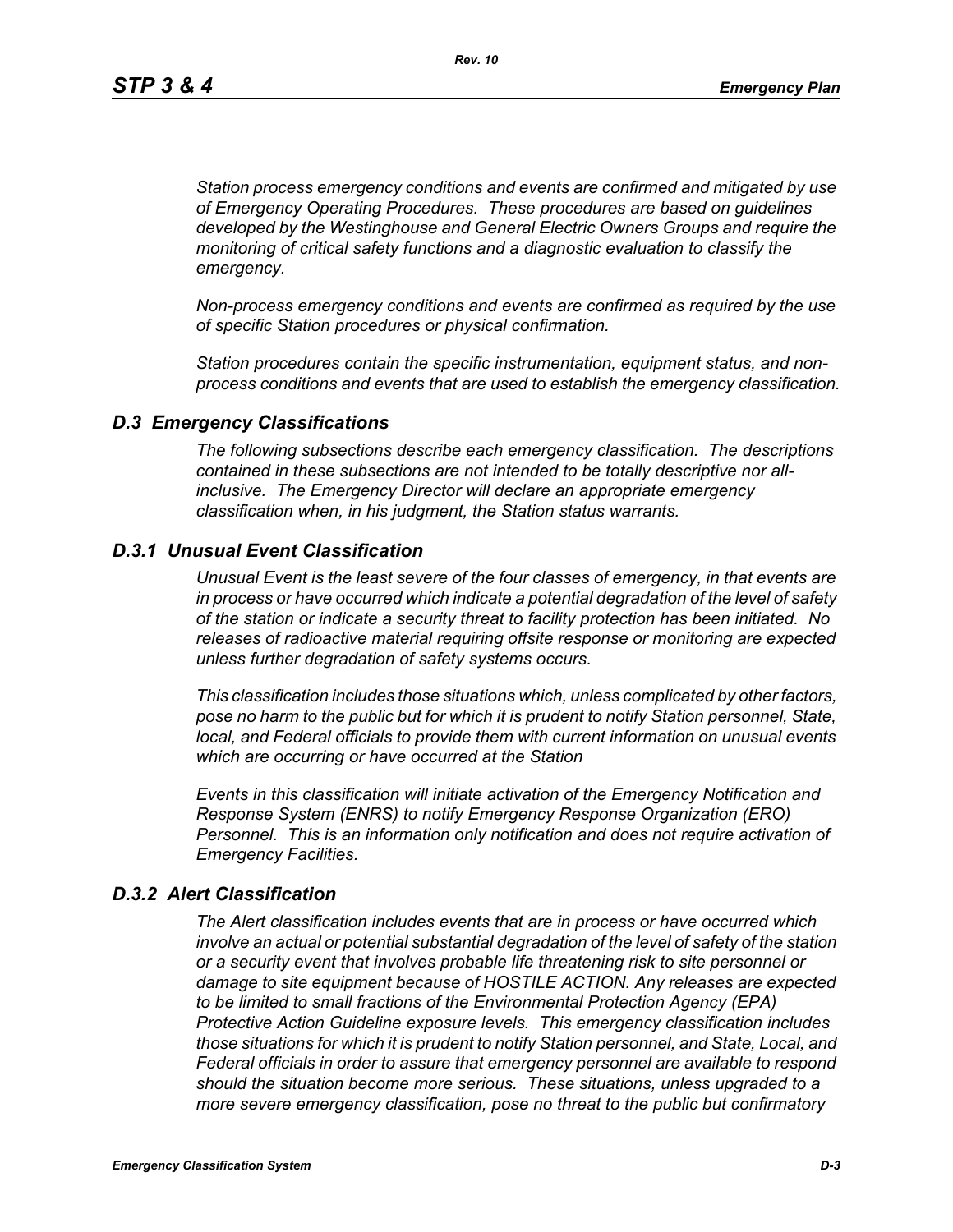*Station process emergency conditions and events are confirmed and mitigated by use of Emergency Operating Procedures. These procedures are based on guidelines developed by the Westinghouse and General Electric Owners Groups and require the monitoring of critical safety functions and a diagnostic evaluation to classify the emergency.*

*Non-process emergency conditions and events are confirmed as required by the use of specific Station procedures or physical confirmation.*

*Station procedures contain the specific instrumentation, equipment status, and non-process conditions and events that are used to establish the emergency classification.*

## *D.3 Emergency Classifications*

*The following subsections describe each emergency classification. The descriptions contained in these subsections are not intended to be totally descriptive nor all-inclusive. The Emergency Director will declare an appropriate emergency classification when, in his judgment, the Station status warrants.*

### *D.3.1 Unusual Event Classification*

*Unusual Event is the least severe of the four classes of emergency, in that events are in process or have occurred which indicate a potential degradation of the level of safety of the station or indicate a security threat to facility protection has been initiated. No releases of radioactive material requiring offsite response or monitoring are expected unless further degradation of safety systems occurs.*

*This classification includes those situations which, unless complicated by other factors, pose no harm to the public but for which it is prudent to notify Station personnel, State, local, and Federal officials to provide them with current information on unusual events which are occurring or have occurred at the Station*

*Events in this classification will initiate activation of the Emergency Notification and Response System (ENRS) to notify Emergency Response Organization (ERO) Personnel. This is an information only notification and does not require activation of Emergency Facilities.*

### *D.3.2 Alert Classification*

*The Alert classification includes events that are in process or have occurred which involve an actual or potential substantial degradation of the level of safety of the station or a security event that involves probable life threatening risk to site personnel or damage to site equipment because of HOSTILE ACTION. Any releases are expected to be limited to small fractions of the Environmental Protection Agency (EPA) Protective Action Guideline exposure levels. This emergency classification includes those situations for which it is prudent to notify Station personnel, and State, Local, and Federal officials in order to assure that emergency personnel are available to respond should the situation become more serious. These situations, unless upgraded to a more severe emergency classification, pose no threat to the public but confirmatory*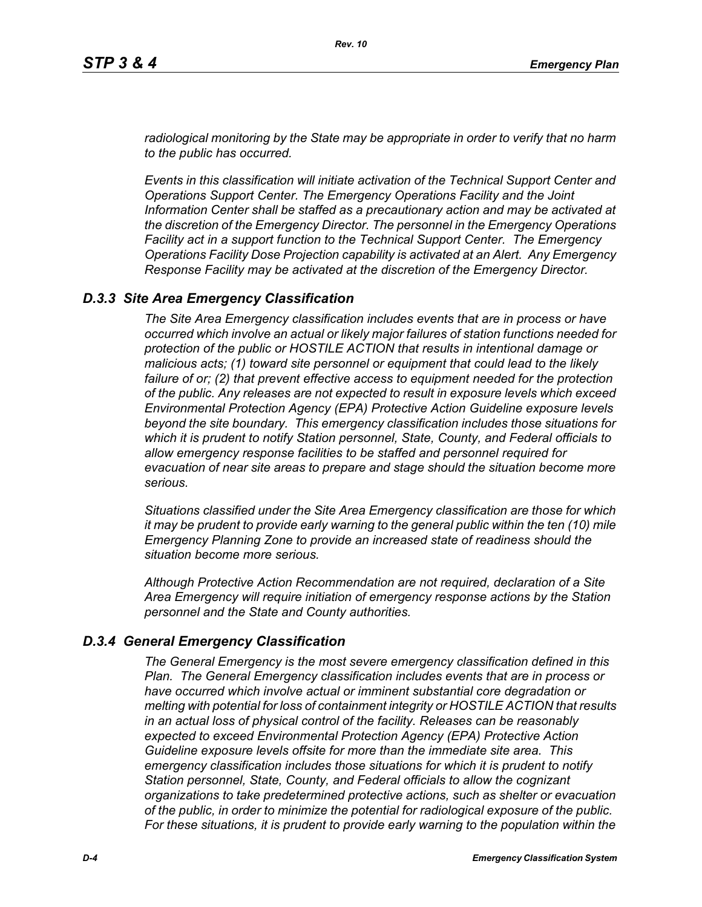*radiological monitoring by the State may be appropriate in order to verify that no harm to the public has occurred.*

*Events in this classification will initiate activation of the Technical Support Center and Operations Support Center. The Emergency Operations Facility and the Joint Information Center shall be staffed as a precautionary action and may be activated at the discretion of the Emergency Director. The personnel in the Emergency Operations Facility act in a support function to the Technical Support Center. The Emergency Operations Facility Dose Projection capability is activated at an Alert. Any Emergency Response Facility may be activated at the discretion of the Emergency Director.*

### *D.3.3 Site Area Emergency Classification*

*The Site Area Emergency classification includes events that are in process or have occurred which involve an actual or likely major failures of station functions needed for protection of the public or HOSTILE ACTION that results in intentional damage or malicious acts; (1) toward site personnel or equipment that could lead to the likely failure of or; (2) that prevent effective access to equipment needed for the protection of the public. Any releases are not expected to result in exposure levels which exceed Environmental Protection Agency (EPA) Protective Action Guideline exposure levels beyond the site boundary. This emergency classification includes those situations for which it is prudent to notify Station personnel, State, County, and Federal officials to allow emergency response facilities to be staffed and personnel required for evacuation of near site areas to prepare and stage should the situation become more serious.*

*Situations classified under the Site Area Emergency classification are those for which it may be prudent to provide early warning to the general public within the ten (10) mile Emergency Planning Zone to provide an increased state of readiness should the situation become more serious.*

*Although Protective Action Recommendation are not required, declaration of a Site Area Emergency will require initiation of emergency response actions by the Station personnel and the State and County authorities.*

### *D.3.4 General Emergency Classification*

*The General Emergency is the most severe emergency classification defined in this Plan. The General Emergency classification includes events that are in process or have occurred which involve actual or imminent substantial core degradation or melting with potential for loss of containment integrity or HOSTILE ACTION that results in an actual loss of physical control of the facility. Releases can be reasonably expected to exceed Environmental Protection Agency (EPA) Protective Action Guideline exposure levels offsite for more than the immediate site area. This emergency classification includes those situations for which it is prudent to notify Station personnel, State, County, and Federal officials to allow the cognizant organizations to take predetermined protective actions, such as shelter or evacuation of the public, in order to minimize the potential for radiological exposure of the public. For these situations, it is prudent to provide early warning to the population within the*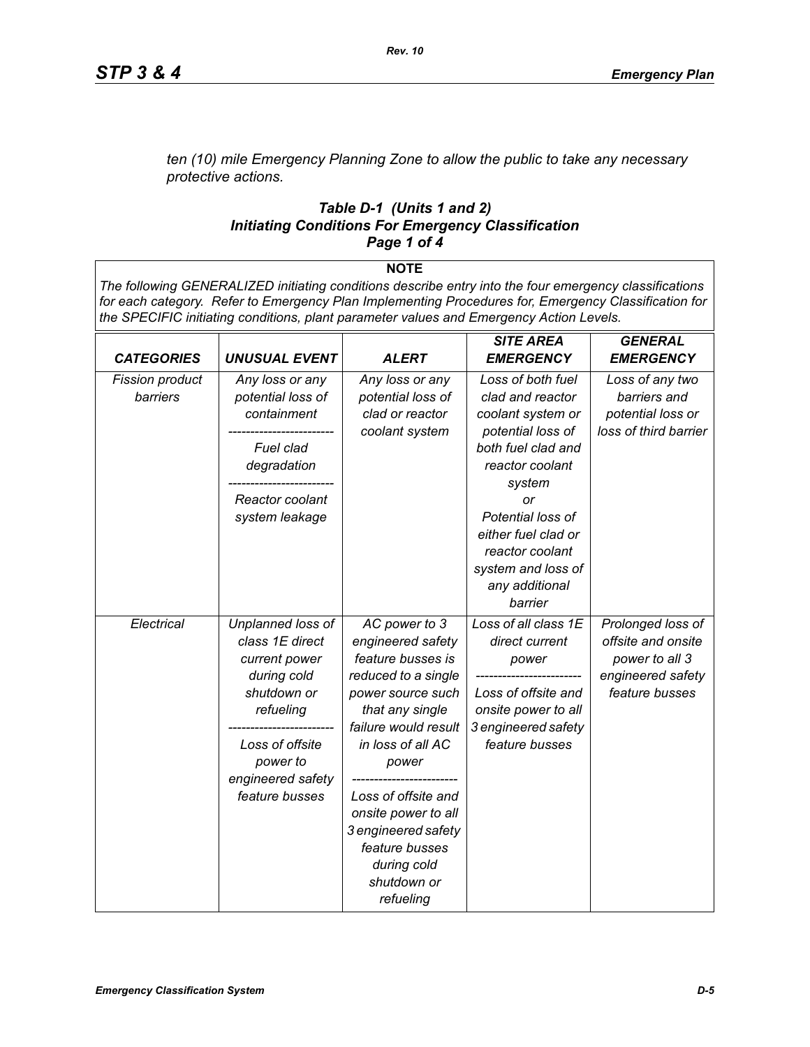*ten (10) mile Emergency Planning Zone to allow the public to take any necessary protective actions.*

### *Table D-1 (Units 1 and 2)*
### *Initiating Conditions For Emergency Classification*
### *Page 1 of 4*

**NOTE**

*The following GENERALIZED initiating conditions describe entry into the four emergency classifications for each category. Refer to Emergency Plan Implementing Procedures for, Emergency Classification for the SPECIFIC initiating conditions, plant parameter values and Emergency Action Levels.*

| *CATEGORIES* | *UNUSUAL EVENT* | *ALERT* | *SITE AREA EMERGENCY* | *GENERAL EMERGENCY* |
|---|---|---|---|---|
| *Fission product barriers* | *Any loss or any potential loss of containment* <br> ------------------------ <br> *Fuel clad degradation* <br> ------------------------ <br> *Reactor coolant system leakage* | *Any loss or any potential loss of clad or reactor coolant system* | *Loss of both fuel clad and reactor coolant system or potential loss of both fuel clad and reactor coolant system* <br> *or* <br> *Potential loss of either fuel clad or reactor coolant system and loss of any additional barrier* | *Loss of any two barriers and potential loss or loss of third barrier* |
| *Electrical* | *Unplanned loss of class 1E direct current power during cold shutdown or refueling* <br> ------------------------ <br> *Loss of offsite power to engineered safety feature busses* | *AC power to 3 engineered safety feature busses is reduced to a single power source such that any single failure would result in loss of all AC power* <br> ------------------------ <br> *Loss of offsite and onsite power to all 3 engineered safety feature busses during cold shutdown or refueling* | *Loss of all class 1E direct current power* <br> ------------------------ <br> *Loss of offsite and onsite power to all 3 engineered safety feature busses* | *Prolonged loss of offsite and onsite power to all 3 engineered safety feature busses* |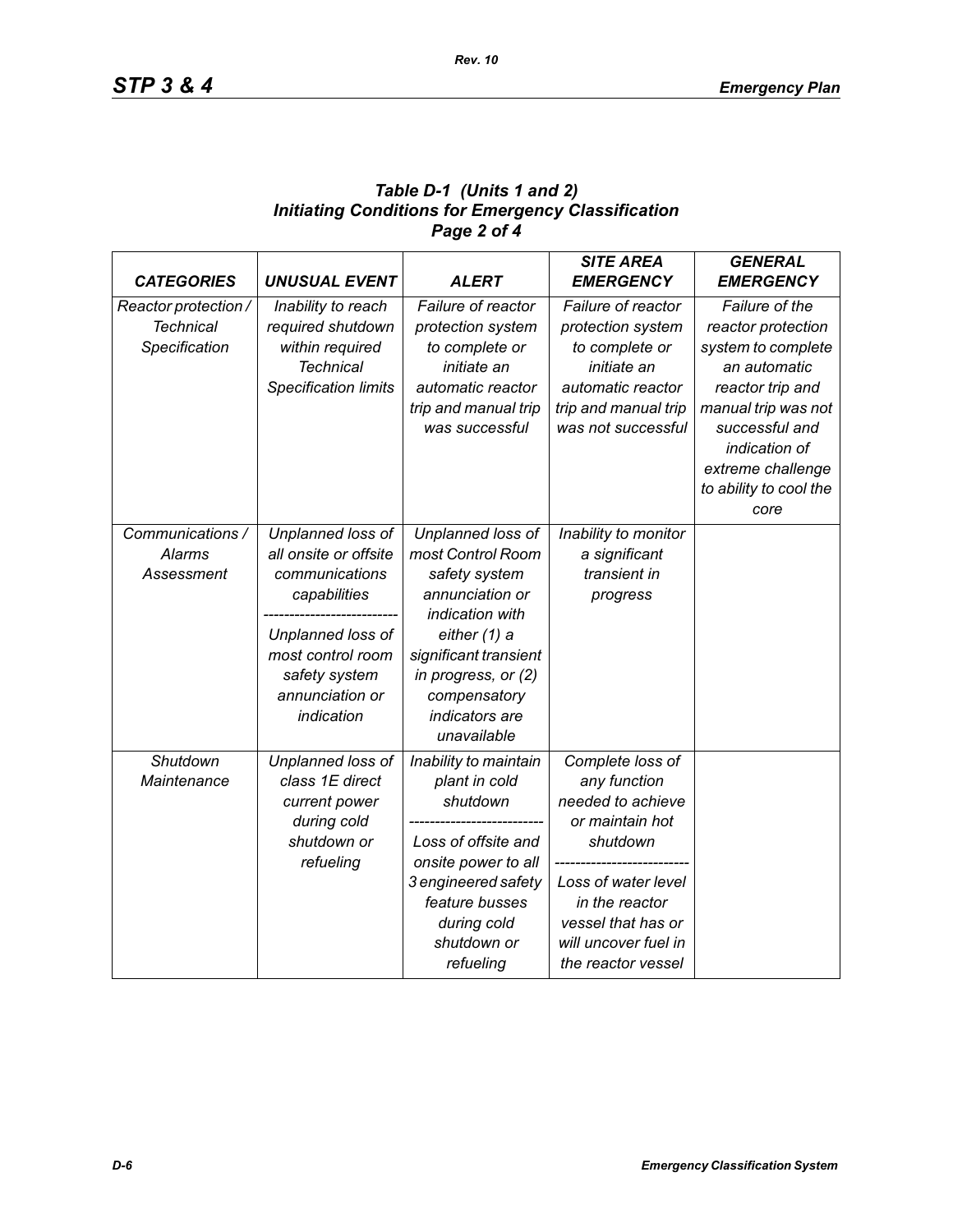### *Table D-1 (Units 1 and 2)*
### *Initiating Conditions for Emergency Classification*
### *Page 2 of 4*

| *CATEGORIES* | *UNUSUAL EVENT* | *ALERT* | *SITE AREA EMERGENCY* | *GENERAL EMERGENCY* |
|---|---|---|---|---|
| *Reactor protection / Technical Specification* | *Inability to reach required shutdown within required Technical Specification limits* | *Failure of reactor protection system to complete or initiate an automatic reactor trip and manual trip was successful* | *Failure of reactor protection system to complete or initiate an automatic reactor trip and manual trip was not successful* | *Failure of the reactor protection system to complete an automatic reactor trip and manual trip was not successful and indication of extreme challenge to ability to cool the core* |
| *Communications / Alarms Assessment* | *Unplanned loss of all onsite or offsite communications capabilities* ------------------------- *Unplanned loss of most control room safety system annunciation or indication* | *Unplanned loss of most Control Room safety system annunciation or indication with either (1) a significant transient in progress, or (2) compensatory indicators are unavailable* | *Inability to monitor a significant transient in progress* | |
| *Shutdown Maintenance* | *Unplanned loss of class 1E direct current power during cold shutdown or refueling* | *Inability to maintain plant in cold shutdown* ------------------------- *Loss of offsite and onsite power to all 3 engineered safety feature busses during cold shutdown or refueling* | *Complete loss of any function needed to achieve or maintain hot shutdown* ------------------------- *Loss of water level in the reactor vessel that has or will uncover fuel in the reactor vessel* | |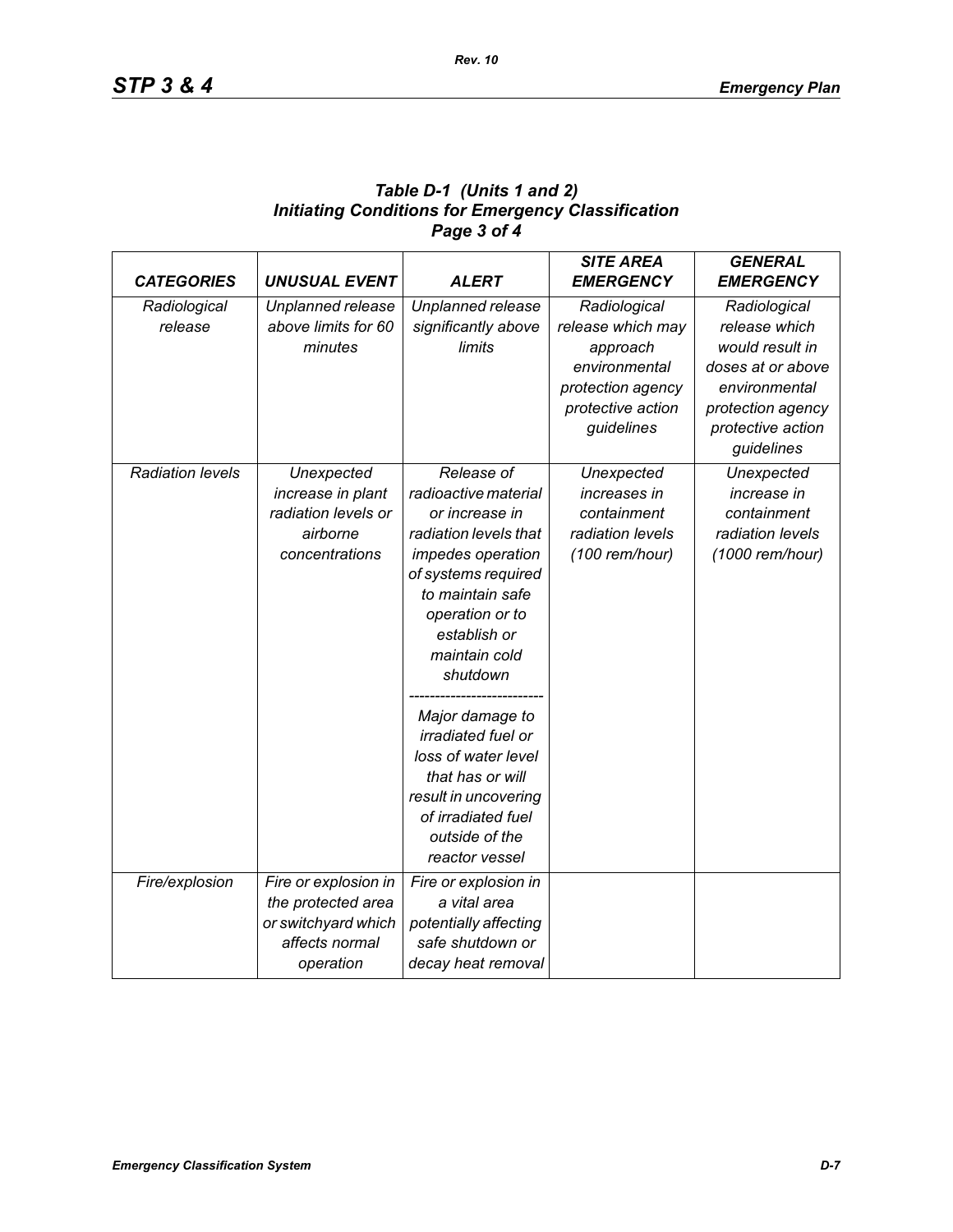***Table D-1 (Units 1 and 2)***
***Initiating Conditions for Emergency Classification***
***Page 3 of 4***

| *CATEGORIES* | *UNUSUAL EVENT* | *ALERT* | *SITE AREA EMERGENCY* | *GENERAL EMERGENCY* |
|---|---|---|---|---|
| *Radiological release* | *Unplanned release above limits for 60 minutes* | *Unplanned release significantly above limits* | *Radiological release which may approach environmental protection agency protective action guidelines* | *Radiological release which would result in doses at or above environmental protection agency protective action guidelines* |
| *Radiation levels* | *Unexpected increase in plant radiation levels or airborne concentrations* | *Release of radioactive material or increase in radiation levels that impedes operation of systems required to maintain safe operation or to establish or maintain cold shutdown* <br> ------------------------- <br> *Major damage to irradiated fuel or loss of water level that has or will result in uncovering of irradiated fuel outside of the reactor vessel* | *Unexpected increases in containment radiation levels (100 rem/hour)* | *Unexpected increase in containment radiation levels (1000 rem/hour)* |
| *Fire/explosion* | *Fire or explosion in the protected area or switchyard which affects normal operation* | *Fire or explosion in a vital area potentially affecting safe shutdown or decay heat removal* | | |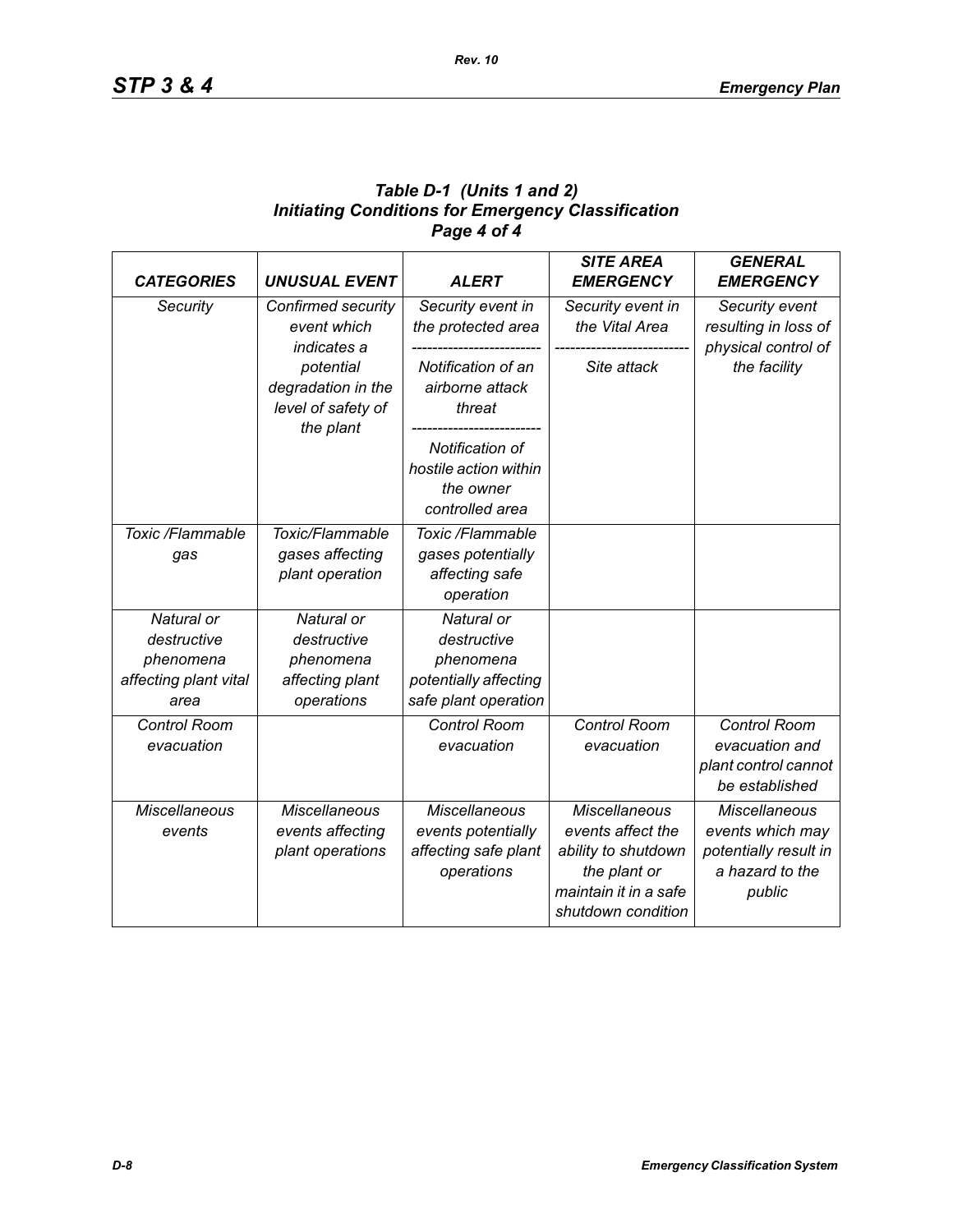**Table D-1 (Units 1 and 2)**
**Initiating Conditions for Emergency Classification**
**Page 4 of 4**

| *CATEGORIES* | *UNUSUAL EVENT* | *ALERT* | *SITE AREA EMERGENCY* | *GENERAL EMERGENCY* |
|---|---|---|---|---|
| *Security* | *Confirmed security event which indicates a potential degradation in the level of safety of the plant* | *Security event in the protected area* ------------------------- *Notification of an airborne attack threat* ------------------------- *Notification of hostile action within the owner controlled area* | *Security event in the Vital Area* ------------------------- *Site attack* | *Security event resulting in loss of physical control of the facility* |
| *Toxic /Flammable gas* | *Toxic/Flammable gases affecting plant operation* | *Toxic /Flammable gases potentially affecting safe operation* | | |
| *Natural or destructive phenomena affecting plant vital area* | *Natural or destructive phenomena affecting plant operations* | *Natural or destructive phenomena potentially affecting safe plant operation* | | |
| *Control Room evacuation* | | *Control Room evacuation* | *Control Room evacuation* | *Control Room evacuation and plant control cannot be established* |
| *Miscellaneous events* | *Miscellaneous events affecting plant operations* | *Miscellaneous events potentially affecting safe plant operations* | *Miscellaneous events affect the ability to shutdown the plant or maintain it in a safe shutdown condition* | *Miscellaneous events which may potentially result in a hazard to the public* |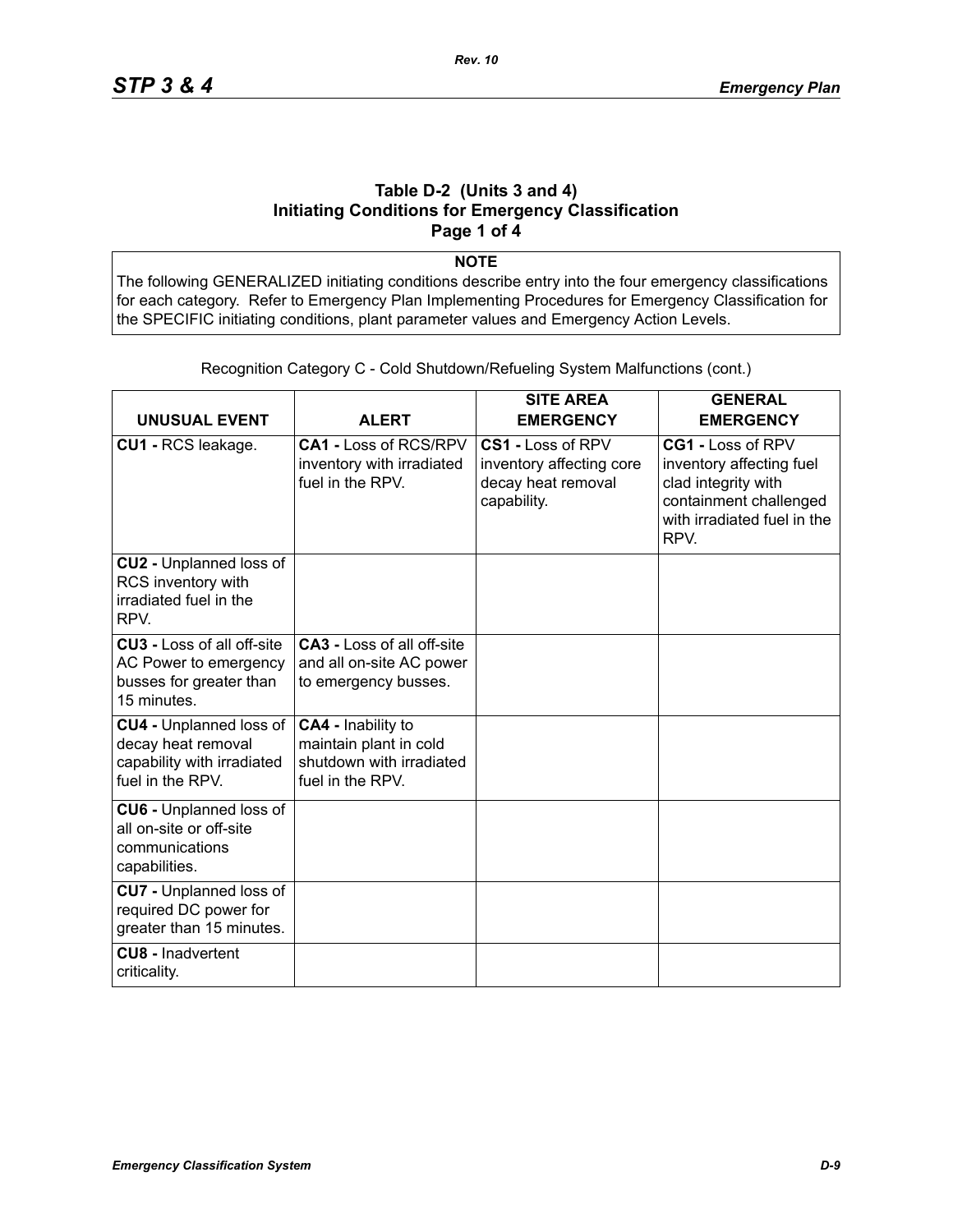## Table D-2 (Units 3 and 4)
## Initiating Conditions for Emergency Classification
## Page 1 of 4

**NOTE**

The following GENERALIZED initiating conditions describe entry into the four emergency classifications for each category. Refer to Emergency Plan Implementing Procedures for Emergency Classification for the SPECIFIC initiating conditions, plant parameter values and Emergency Action Levels.

Recognition Category C - Cold Shutdown/Refueling System Malfunctions (cont.)

| UNUSUAL EVENT | ALERT | SITE AREA EMERGENCY | GENERAL EMERGENCY |
|---|---|---|---|
| **CU1 -** RCS leakage. | **CA1 -** Loss of RCS/RPV inventory with irradiated fuel in the RPV. | **CS1 -** Loss of RPV inventory affecting core decay heat removal capability. | **CG1 -** Loss of RPV inventory affecting fuel clad integrity with containment challenged with irradiated fuel in the RPV. |
| **CU2 -** Unplanned loss of RCS inventory with irradiated fuel in the RPV. | | | |
| **CU3 -** Loss of all off-site AC Power to emergency busses for greater than 15 minutes. | **CA3 -** Loss of all off-site and all on-site AC power to emergency busses. | | |
| **CU4 -** Unplanned loss of decay heat removal capability with irradiated fuel in the RPV. | **CA4 -** Inability to maintain plant in cold shutdown with irradiated fuel in the RPV. | | |
| **CU6 -** Unplanned loss of all on-site or off-site communications capabilities. | | | |
| **CU7 -** Unplanned loss of required DC power for greater than 15 minutes. | | | |
| **CU8 -** Inadvertent criticality. | | | |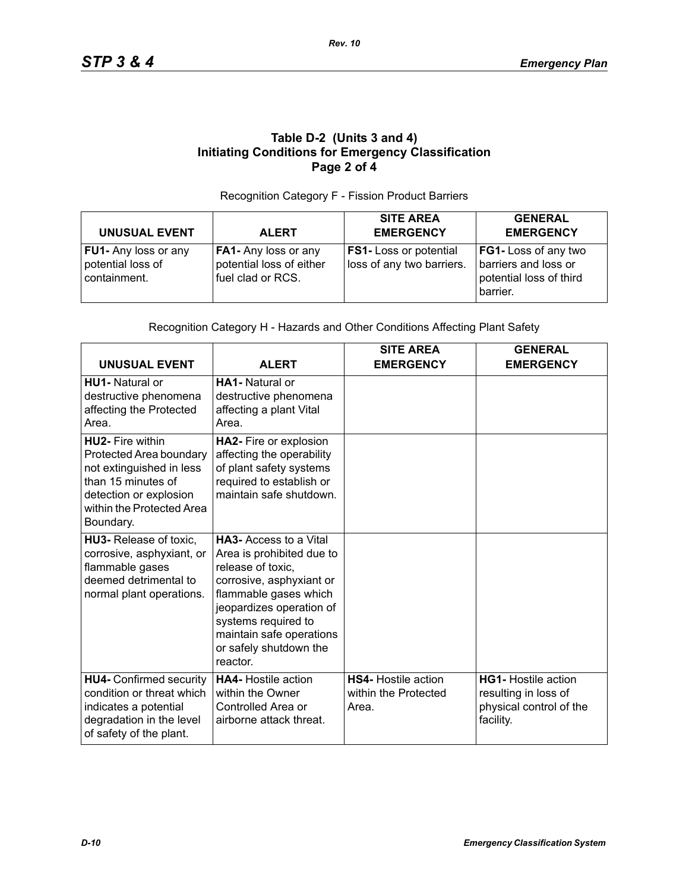**Table D-2 (Units 3 and 4)**
**Initiating Conditions for Emergency Classification**
**Page 2 of 4**

Recognition Category F - Fission Product Barriers

| UNUSUAL EVENT | ALERT | SITE AREA EMERGENCY | GENERAL EMERGENCY |
|---|---|---|---|
| **FU1-** Any loss or any potential loss of containment. | **FA1-** Any loss or any potential loss of either fuel clad or RCS. | **FS1-** Loss or potential loss of any two barriers. | **FG1-** Loss of any two barriers and loss or potential loss of third barrier. |

Recognition Category H - Hazards and Other Conditions Affecting Plant Safety

| UNUSUAL EVENT | ALERT | SITE AREA EMERGENCY | GENERAL EMERGENCY |
|---|---|---|---|
| **HU1-** Natural or destructive phenomena affecting the Protected Area. | **HA1-** Natural or destructive phenomena affecting a plant Vital Area. | | |
| **HU2-** Fire within Protected Area boundary not extinguished in less than 15 minutes of detection or explosion within the Protected Area Boundary. | **HA2-** Fire or explosion affecting the operability of plant safety systems required to establish or maintain safe shutdown. | | |
| **HU3-** Release of toxic, corrosive, asphyxiant, or flammable gases deemed detrimental to normal plant operations. | **HA3-** Access to a Vital Area is prohibited due to release of toxic, corrosive, asphyxiant or flammable gases which jeopardizes operation of systems required to maintain safe operations or safely shutdown the reactor. | | |
| **HU4-** Confirmed security condition or threat which indicates a potential degradation in the level of safety of the plant. | **HA4-** Hostile action within the Owner Controlled Area or airborne attack threat. | **HS4-** Hostile action within the Protected Area. | **HG1-** Hostile action resulting in loss of physical control of the facility. |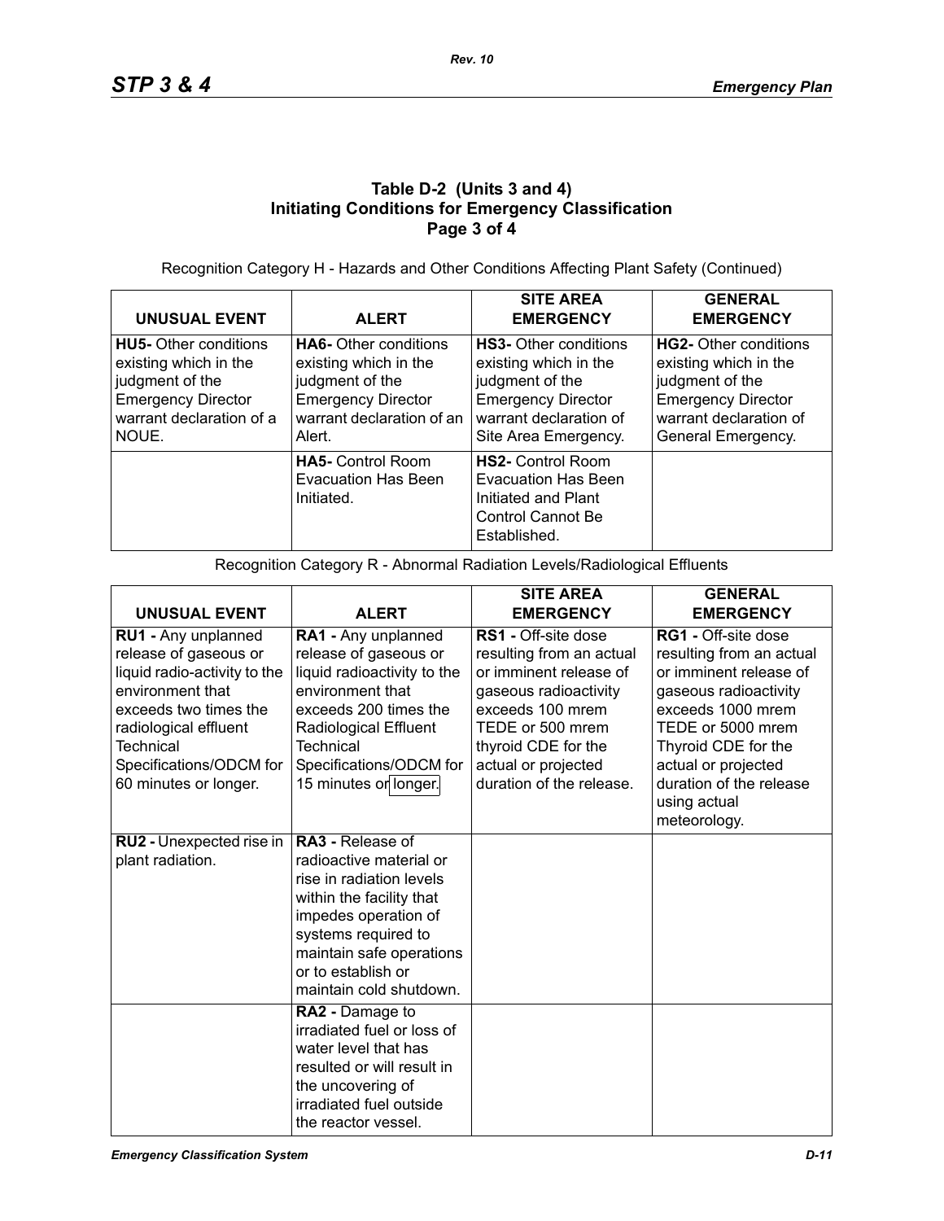**Table D-2 (Units 3 and 4)**
**Initiating Conditions for Emergency Classification**
**Page 3 of 4**

Recognition Category H - Hazards and Other Conditions Affecting Plant Safety (Continued)

| UNUSUAL EVENT | ALERT | SITE AREA EMERGENCY | GENERAL EMERGENCY |
|---|---|---|---|
| **HU5-** Other conditions existing which in the judgment of the Emergency Director warrant declaration of a NOUE. | **HA6-** Other conditions existing which in the judgment of the Emergency Director warrant declaration of an Alert. | **HS3-** Other conditions existing which in the judgment of the Emergency Director warrant declaration of Site Area Emergency. | **HG2-** Other conditions existing which in the judgment of the Emergency Director warrant declaration of General Emergency. |
| | **HA5-** Control Room Evacuation Has Been Initiated. | **HS2-** Control Room Evacuation Has Been Initiated and Plant Control Cannot Be Established. | |

Recognition Category R - Abnormal Radiation Levels/Radiological Effluents

| UNUSUAL EVENT | ALERT | SITE AREA EMERGENCY | GENERAL EMERGENCY |
|---|---|---|---|
| **RU1 -** Any unplanned release of gaseous or liquid radio-activity to the environment that exceeds two times the radiological effluent Technical Specifications/ODCM for 60 minutes or longer. | **RA1 -** Any unplanned release of gaseous or liquid radioactivity to the environment that exceeds 200 times the Radiological Effluent Technical Specifications/ODCM for 15 minutes or longer. | **RS1 -** Off-site dose resulting from an actual or imminent release of gaseous radioactivity exceeds 100 mrem TEDE or 500 mrem thyroid CDE for the actual or projected duration of the release. | **RG1 -** Off-site dose resulting from an actual or imminent release of gaseous radioactivity exceeds 1000 mrem TEDE or 5000 mrem Thyroid CDE for the actual or projected duration of the release using actual meteorology. |
| **RU2 -** Unexpected rise in plant radiation. | **RA3 -** Release of radioactive material or rise in radiation levels within the facility that impedes operation of systems required to maintain safe operations or to establish or maintain cold shutdown. | | |
| | **RA2 -** Damage to irradiated fuel or loss of water level that has resulted or will result in the uncovering of irradiated fuel outside the reactor vessel. | | |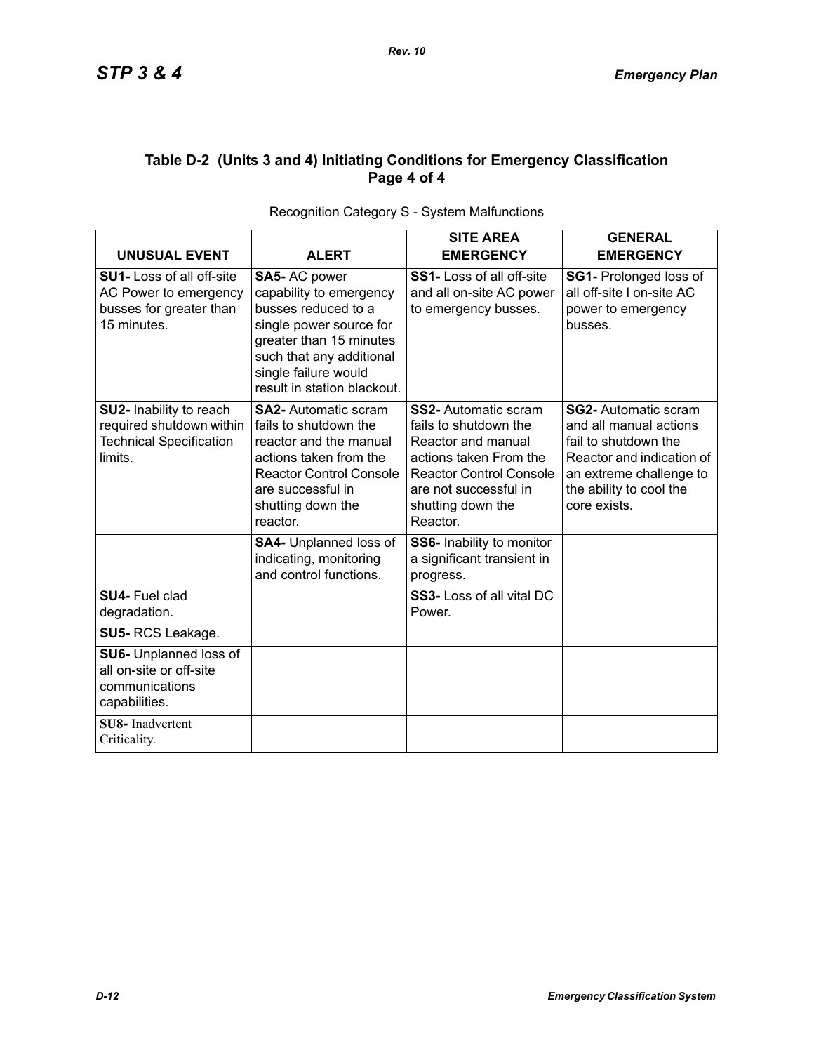## Table D-2 (Units 3 and 4) Initiating Conditions for Emergency Classification Page 4 of 4

Recognition Category S - System Malfunctions

| UNUSUAL EVENT | ALERT | SITE AREA EMERGENCY | GENERAL EMERGENCY |
|---|---|---|---|
| **SU1-** Loss of all off-site AC Power to emergency busses for greater than 15 minutes. | **SA5-** AC power capability to emergency busses reduced to a single power source for greater than 15 minutes such that any additional single failure would result in station blackout. | **SS1-** Loss of all off-site and all on-site AC power to emergency busses. | **SG1-** Prolonged loss of all off-site I on-site AC power to emergency busses. |
| **SU2-** Inability to reach required shutdown within Technical Specification limits. | **SA2-** Automatic scram fails to shutdown the reactor and the manual actions taken from the Reactor Control Console are successful in shutting down the reactor. | **SS2-** Automatic scram fails to shutdown the Reactor and manual actions taken From the Reactor Control Console are not successful in shutting down the Reactor. | **SG2-** Automatic scram and all manual actions fail to shutdown the Reactor and indication of an extreme challenge to the ability to cool the core exists. |
| | **SA4-** Unplanned loss of indicating, monitoring and control functions. | **SS6-** Inability to monitor a significant transient in progress. | |
| **SU4-** Fuel clad degradation. | | **SS3-** Loss of all vital DC Power. | |
| **SU5-** RCS Leakage. | | | |
| **SU6-** Unplanned loss of all on-site or off-site communications capabilities. | | | |
| **SU8-** Inadvertent Criticality. | | | |